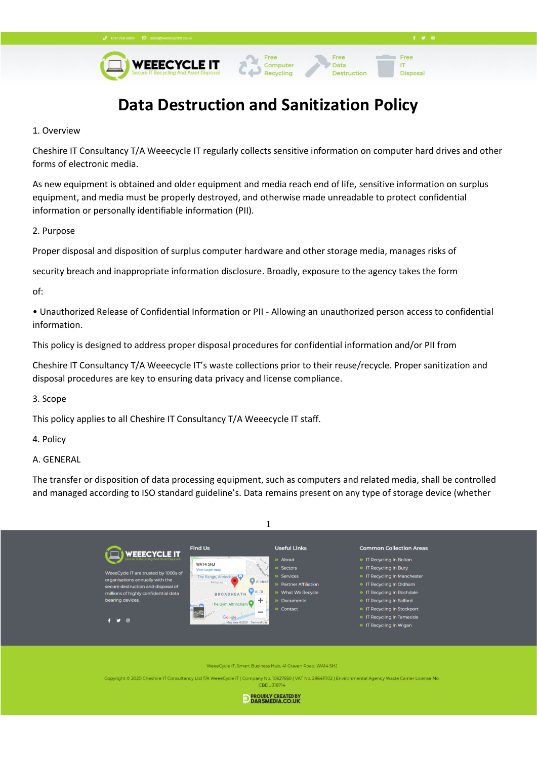# Data Destruction and Sanitization Policy

1. Overview

Cheshire IT Consultancy T/A Weeecycle IT regularly collects sensitive information on computer hard drives and other forms of electronic media.

As new equipment is obtained and older equipment and media reach end of life, sensitive information on surplus equipment, and media must be properly destroyed, and otherwise made unreadable to protect confidential information or personally identifiable information (PII).

2. Purpose

Proper disposal and disposition of surplus computer hardware and other storage media, manages risks of

security breach and inappropriate information disclosure. Broadly, exposure to the agency takes the form

of:

• Unauthorized Release of Confidential Information or PII - Allowing an unauthorized person access to confidential information.

This policy is designed to address proper disposal procedures for confidential information and/or PII from

Cheshire IT Consultancy T/A Weeecycle IT's waste collections prior to their reuse/recycle. Proper sanitization and disposal procedures are key to ensuring data privacy and license compliance.

3. Scope

This policy applies to all Cheshire IT Consultancy T/A Weeecycle IT staff.

4. Policy

A. GENERAL

The transfer or disposition of data processing equipment, such as computers and related media, shall be controlled and managed according to ISO standard guideline's. Data remains present on any type of storage device (whether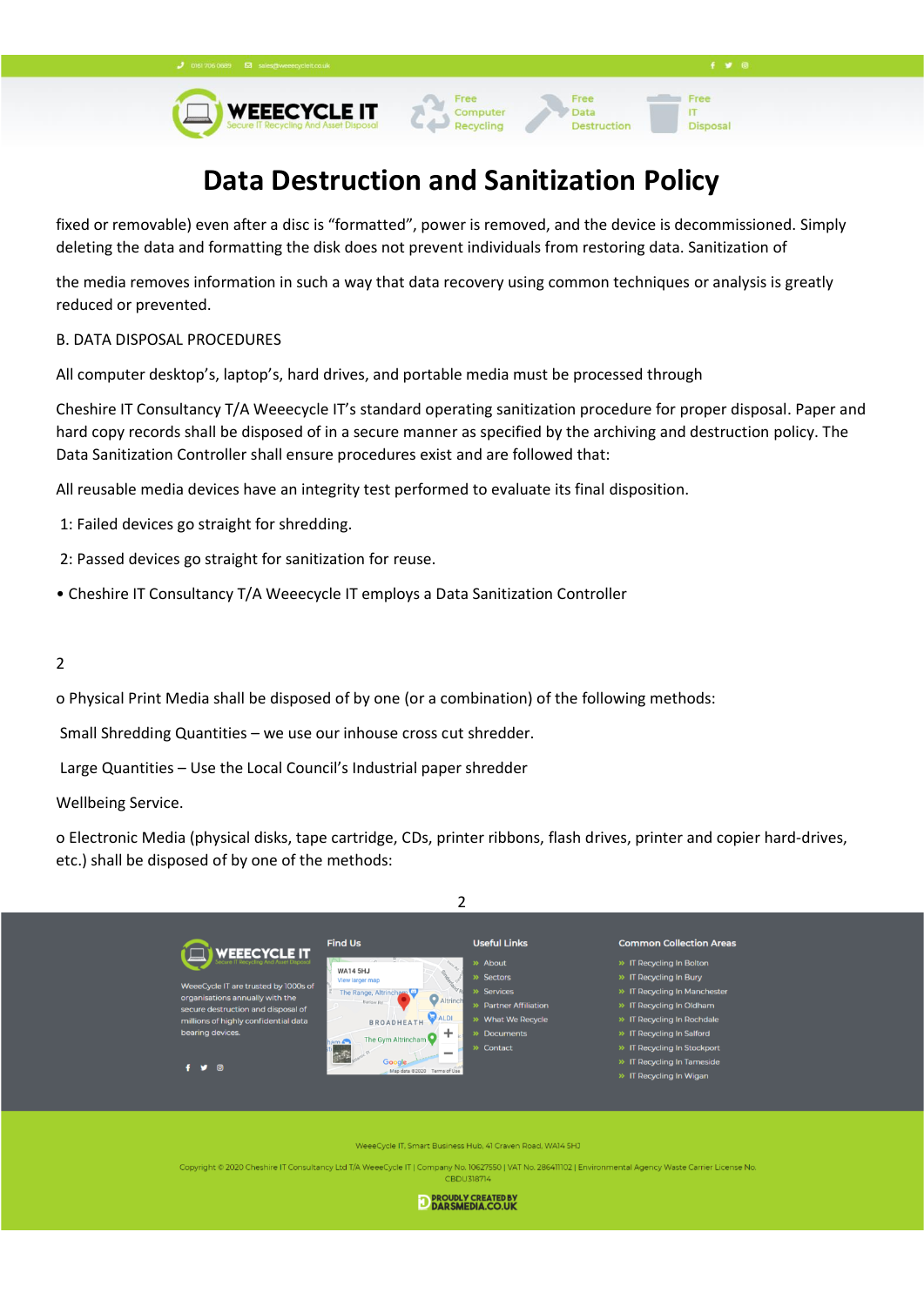# Data Destruction and Sanitization Policy

fixed or removable) even after a disc is "formatted", power is removed, and the device is decommissioned. Simply deleting the data and formatting the disk does not prevent individuals from restoring data. Sanitization of

the media removes information in such a way that data recovery using common techniques or analysis is greatly reduced or prevented.

B. DATA DISPOSAL PROCEDURES

All computer desktop's, laptop's, hard drives, and portable media must be processed through

Cheshire IT Consultancy T/A Weeecycle IT's standard operating sanitization procedure for proper disposal. Paper and hard copy records shall be disposed of in a secure manner as specified by the archiving and destruction policy. The Data Sanitization Controller shall ensure procedures exist and are followed that:

All reusable media devices have an integrity test performed to evaluate its final disposition.

1: Failed devices go straight for shredding.

2: Passed devices go straight for sanitization for reuse.

- Cheshire IT Consultancy T/A Weeecycle IT employs a Data Sanitization Controller

2

o Physical Print Media shall be disposed of by one (or a combination) of the following methods:

Small Shredding Quantities – we use our inhouse cross cut shredder.

Large Quantities – Use the Local Council's Industrial paper shredder

Wellbeing Service.

o Electronic Media (physical disks, tape cartridge, CDs, printer ribbons, flash drives, printer and copier hard-drives, etc.) shall be disposed of by one of the methods: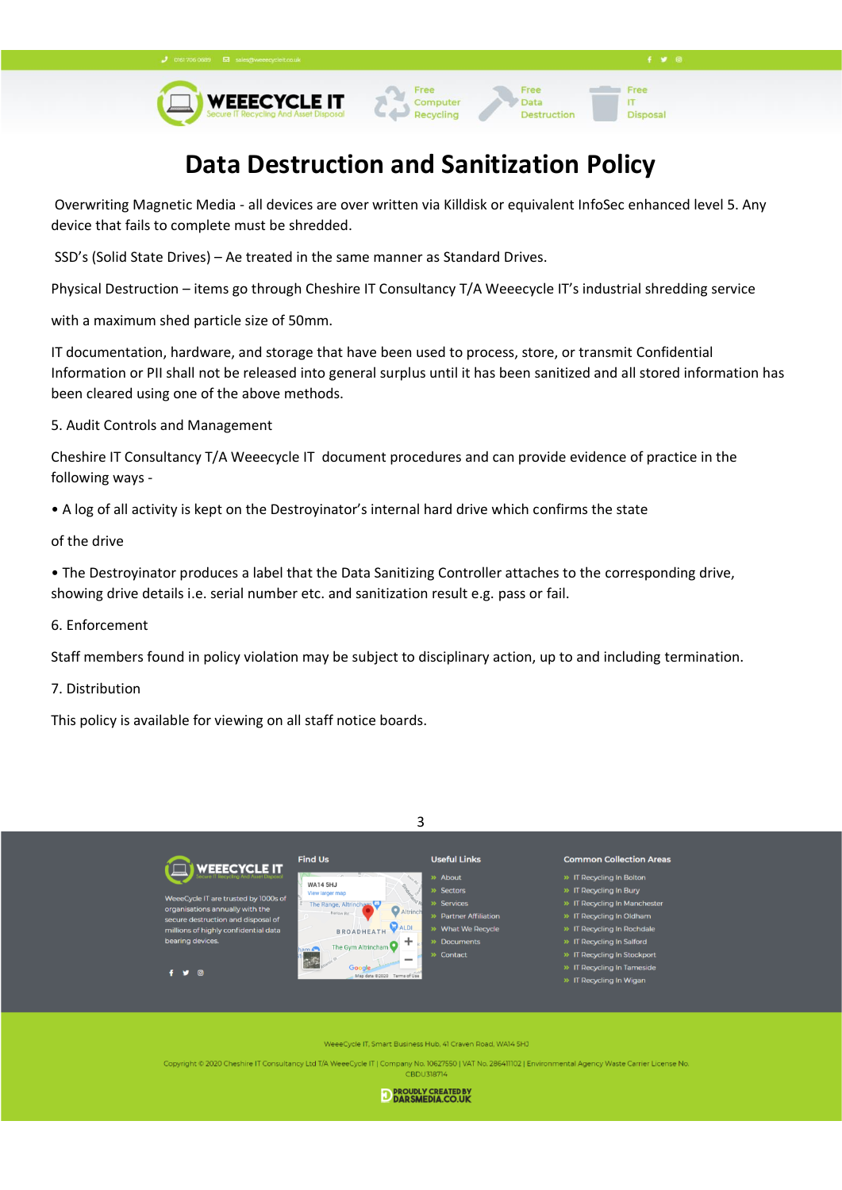# Data Destruction and Sanitization Policy

Overwriting Magnetic Media - all devices are over written via Killdisk or equivalent InfoSec enhanced level 5. Any device that fails to complete must be shredded.

SSD's (Solid State Drives) – Ae treated in the same manner as Standard Drives.

Physical Destruction – items go through Cheshire IT Consultancy T/A Weeecycle IT's industrial shredding service

with a maximum shed particle size of 50mm.

IT documentation, hardware, and storage that have been used to process, store, or transmit Confidential Information or PII shall not be released into general surplus until it has been sanitized and all stored information has been cleared using one of the above methods.

5. Audit Controls and Management

Cheshire IT Consultancy T/A Weeecycle IT document procedures and can provide evidence of practice in the following ways -

• A log of all activity is kept on the Destroyinator's internal hard drive which confirms the state

of the drive

• The Destroyinator produces a label that the Data Sanitizing Controller attaches to the corresponding drive, showing drive details i.e. serial number etc. and sanitization result e.g. pass or fail.

6. Enforcement

Staff members found in policy violation may be subject to disciplinary action, up to and including termination.

7. Distribution

This policy is available for viewing on all staff notice boards.